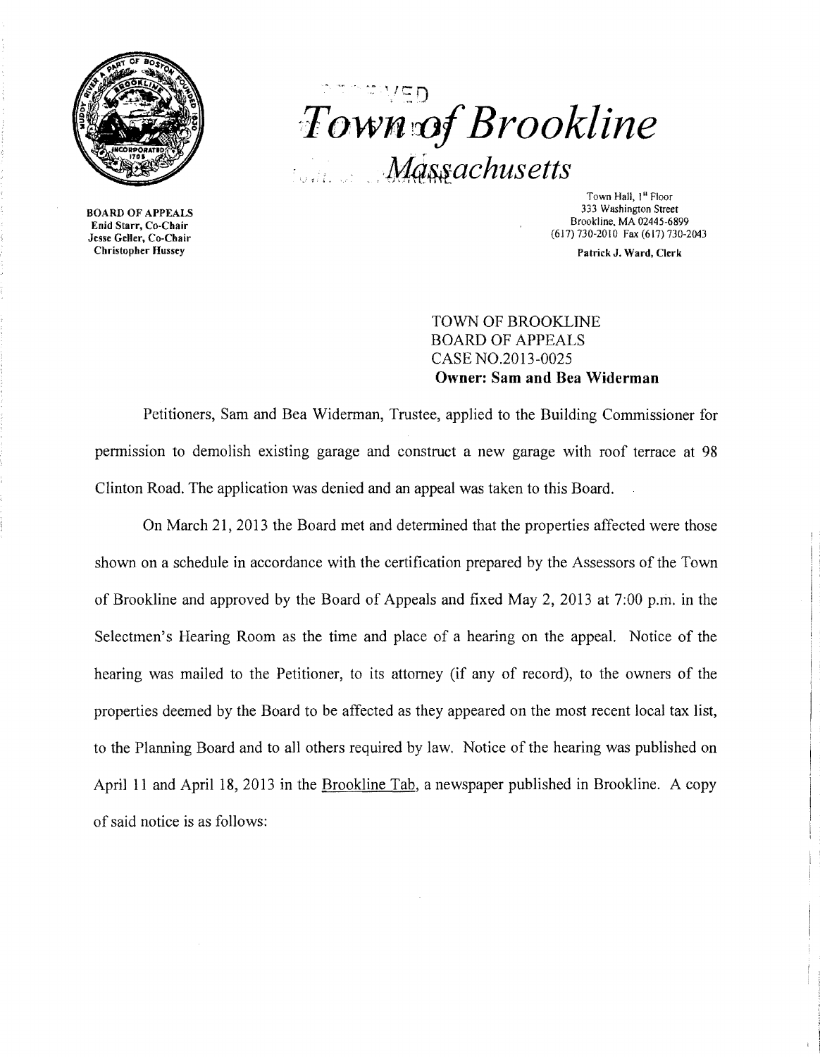# Town of Brookline

## Massachusetts

**BOARD OF APPEALS**
Enid Starr, Co-Chair
Jesse Geller, Co-Chair
Christopher Hussey

Town Hall, 1st Floor
333 Washington Street
Brookline, MA 02445-6899
(617) 730-2010 Fax (617) 730-2043

Patrick J. Ward, Clerk

TOWN OF BROOKLINE
BOARD OF APPEALS
CASE NO.2013-0025
**Owner: Sam and Bea Widerman**

Petitioners, Sam and Bea Widerman, Trustee, applied to the Building Commissioner for permission to demolish existing garage and construct a new garage with roof terrace at 98 Clinton Road. The application was denied and an appeal was taken to this Board.

On March 21, 2013 the Board met and determined that the properties affected were those shown on a schedule in accordance with the certification prepared by the Assessors of the Town of Brookline and approved by the Board of Appeals and fixed May 2, 2013 at 7:00 p.m. in the Selectmen's Hearing Room as the time and place of a hearing on the appeal. Notice of the hearing was mailed to the Petitioner, to its attorney (if any of record), to the owners of the properties deemed by the Board to be affected as they appeared on the most recent local tax list, to the Planning Board and to all others required by law. Notice of the hearing was published on April 11 and April 18, 2013 in the Brookline Tab, a newspaper published in Brookline. A copy of said notice is as follows: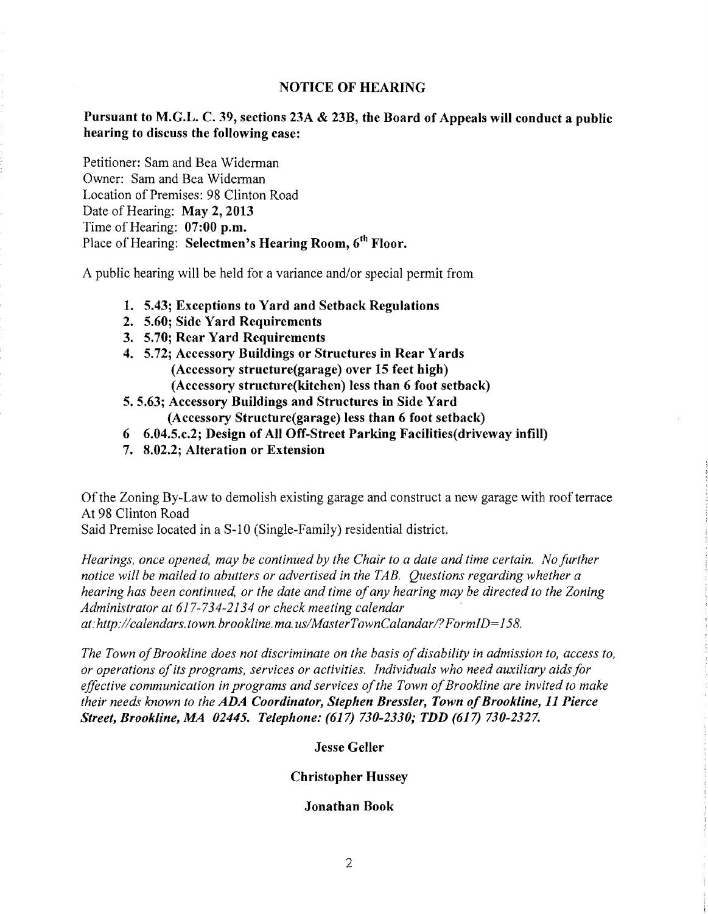## NOTICE OF HEARING

**Pursuant to M.G.L. C. 39, sections 23A & 23B, the Board of Appeals will conduct a public hearing to discuss the following case:**

Petitioner: Sam and Bea Widerman
Owner: Sam and Bea Widerman
Location of Premises: 98 Clinton Road
Date of Hearing: **May 2, 2013**
Time of Hearing: **07:00 p.m.**
Place of Hearing: **Selectmen's Hearing Room, 6th Floor.**

A public hearing will be held for a variance and/or special permit from

1. **5.43; Exceptions to Yard and Setback Regulations**
2. **5.60; Side Yard Requirements**
3. **5.70; Rear Yard Requirements**
4. **5.72; Accessory Buildings or Structures in Rear Yards**
   **(Accessory structure(garage) over 15 feet high)**
   **(Accessory structure(kitchen) less than 6 foot setback)**
5. **5.63; Accessory Buildings and Structures in Side Yard**
   **(Accessory Structure(garage) less than 6 foot setback)**
6. **6.04.5.c.2; Design of All Off-Street Parking Facilities(driveway infill)**
7. **8.02.2; Alteration or Extension**

Of the Zoning By-Law to demolish existing garage and construct a new garage with roof terrace At 98 Clinton Road
Said Premise located in a S-10 (Single-Family) residential district.

*Hearings, once opened, may be continued by the Chair to a date and time certain. No further notice will be mailed to abutters or advertised in the TAB. Questions regarding whether a hearing has been continued, or the date and time of any hearing may be directed to the Zoning Administrator at 617-734-2134 or check meeting calendar at: http://calendars.town.brookline.ma.us/MasterTownCalandar/?FormID=158.*

*The Town of Brookline does not discriminate on the basis of disability in admission to, access to, or operations of its programs, services or activities. Individuals who need auxiliary aids for effective communication in programs and services of the Town of Brookline are invited to make their needs known to the* ***ADA Coordinator, Stephen Bressler, Town of Brookline, 11 Pierce Street, Brookline, MA 02445. Telephone: (617) 730-2330; TDD (617) 730-2327.***

**Jesse Geller**

**Christopher Hussey**

**Jonathan Book**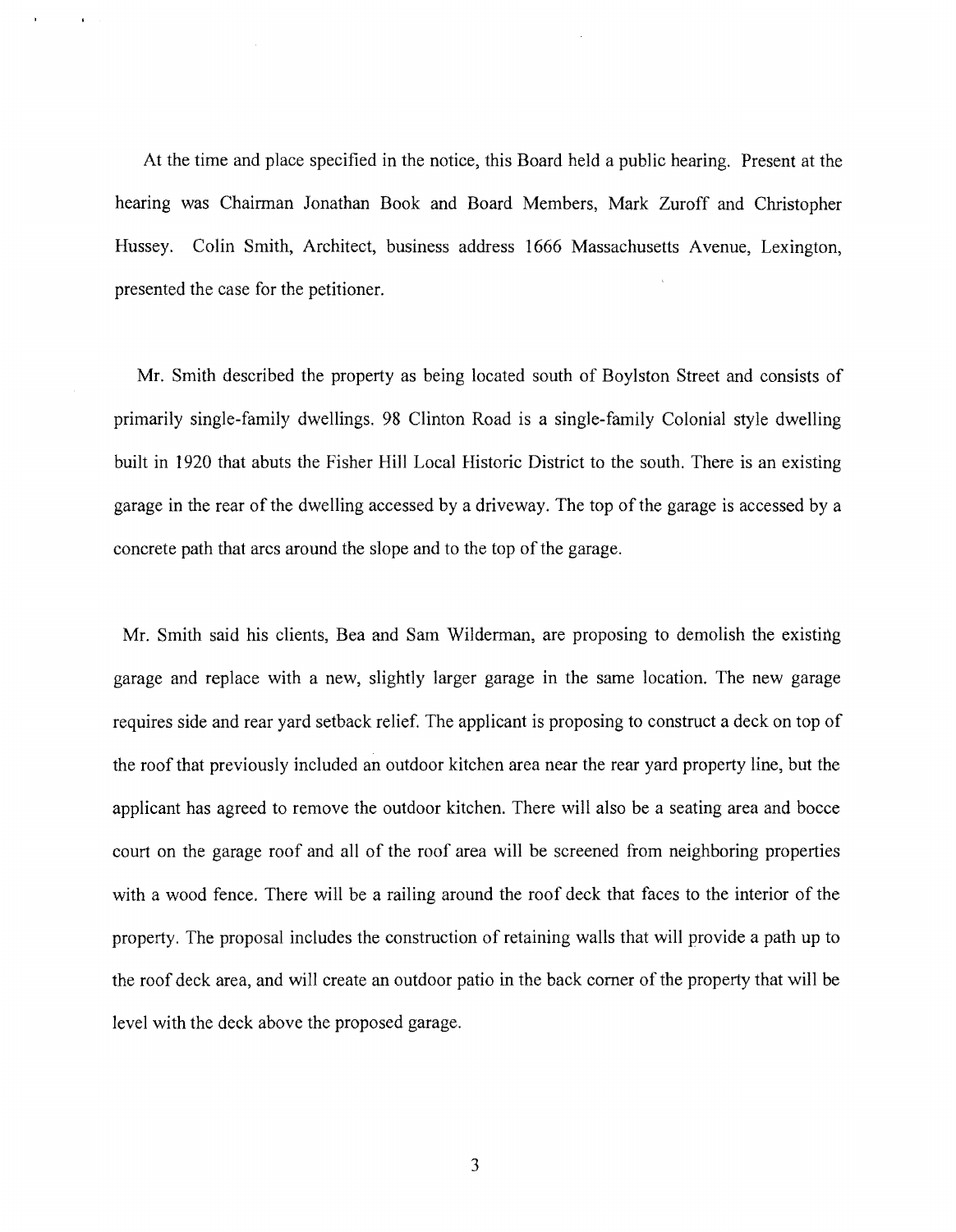At the time and place specified in the notice, this Board held a public hearing. Present at the hearing was Chairman Jonathan Book and Board Members, Mark Zuroff and Christopher Hussey. Colin Smith, Architect, business address 1666 Massachusetts Avenue, Lexington, presented the case for the petitioner.

Mr. Smith described the property as being located south of Boylston Street and consists of primarily single-family dwellings. 98 Clinton Road is a single-family Colonial style dwelling built in 1920 that abuts the Fisher Hill Local Historic District to the south. There is an existing garage in the rear of the dwelling accessed by a driveway. The top of the garage is accessed by a concrete path that arcs around the slope and to the top of the garage.

Mr. Smith said his clients, Bea and Sam Wilderman, are proposing to demolish the existing garage and replace with a new, slightly larger garage in the same location. The new garage requires side and rear yard setback relief. The applicant is proposing to construct a deck on top of the roof that previously included an outdoor kitchen area near the rear yard property line, but the applicant has agreed to remove the outdoor kitchen. There will also be a seating area and bocce court on the garage roof and all of the roof area will be screened from neighboring properties with a wood fence. There will be a railing around the roof deck that faces to the interior of the property. The proposal includes the construction of retaining walls that will provide a path up to the roof deck area, and will create an outdoor patio in the back corner of the property that will be level with the deck above the proposed garage.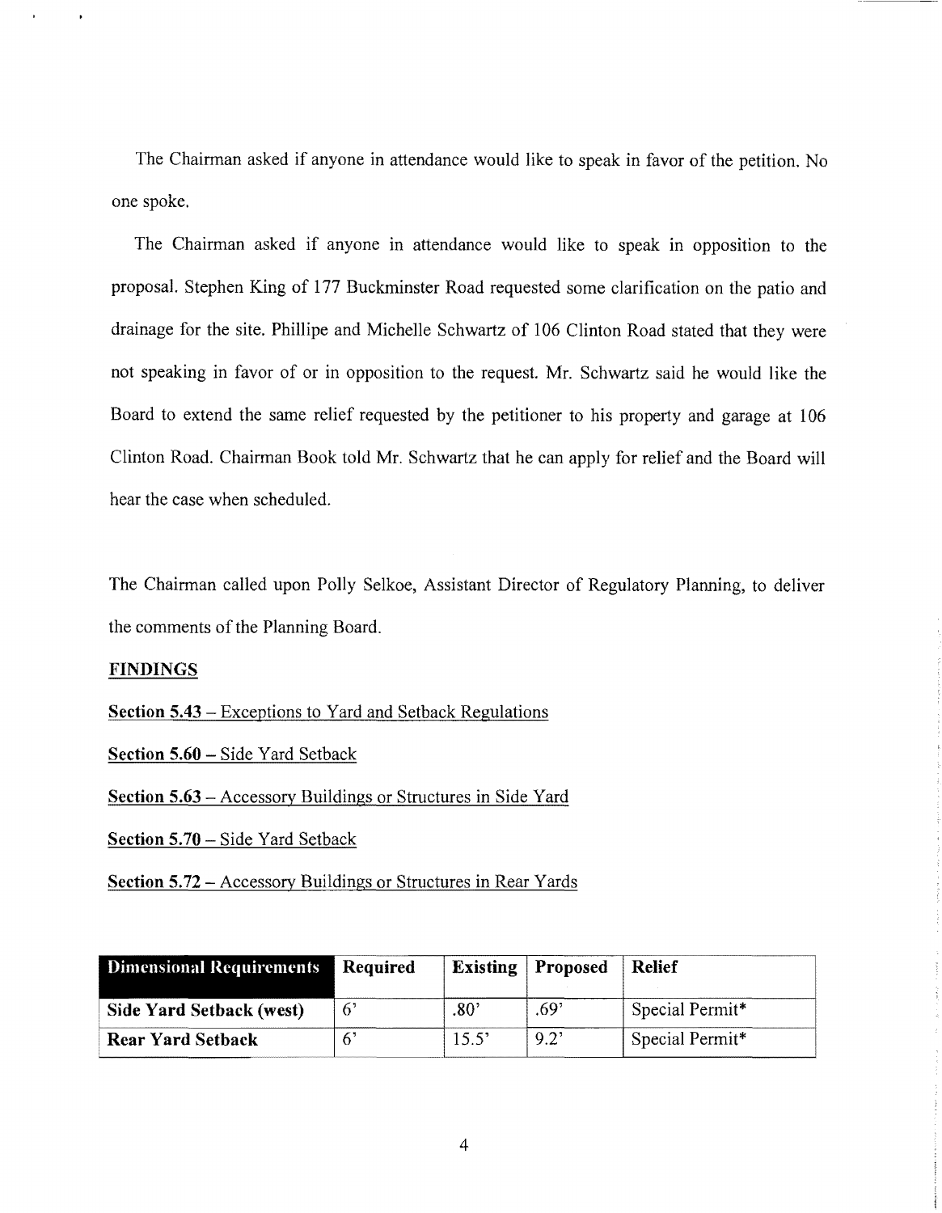The Chairman asked if anyone in attendance would like to speak in favor of the petition. No one spoke.

The Chairman asked if anyone in attendance would like to speak in opposition to the proposal. Stephen King of 177 Buckminster Road requested some clarification on the patio and drainage for the site. Phillipe and Michelle Schwartz of 106 Clinton Road stated that they were not speaking in favor of or in opposition to the request. Mr. Schwartz said he would like the Board to extend the same relief requested by the petitioner to his property and garage at 106 Clinton Road. Chairman Book told Mr. Schwartz that he can apply for relief and the Board will hear the case when scheduled.

The Chairman called upon Polly Selkoe, Assistant Director of Regulatory Planning, to deliver the comments of the Planning Board.

**FINDINGS**

**Section 5.43** – Exceptions to Yard and Setback Regulations

**Section 5.60** – Side Yard Setback

**Section 5.63** – Accessory Buildings or Structures in Side Yard

**Section 5.70** – Side Yard Setback

**Section 5.72** – Accessory Buildings or Structures in Rear Yards

| Dimensional Requirements | Required | Existing | Proposed | Relief |
|---|---|---|---|---|
| **Side Yard Setback (west)** | 6' | .80' | .69' | Special Permit* |
| **Rear Yard Setback** | 6' | 15.5' | 9.2' | Special Permit* |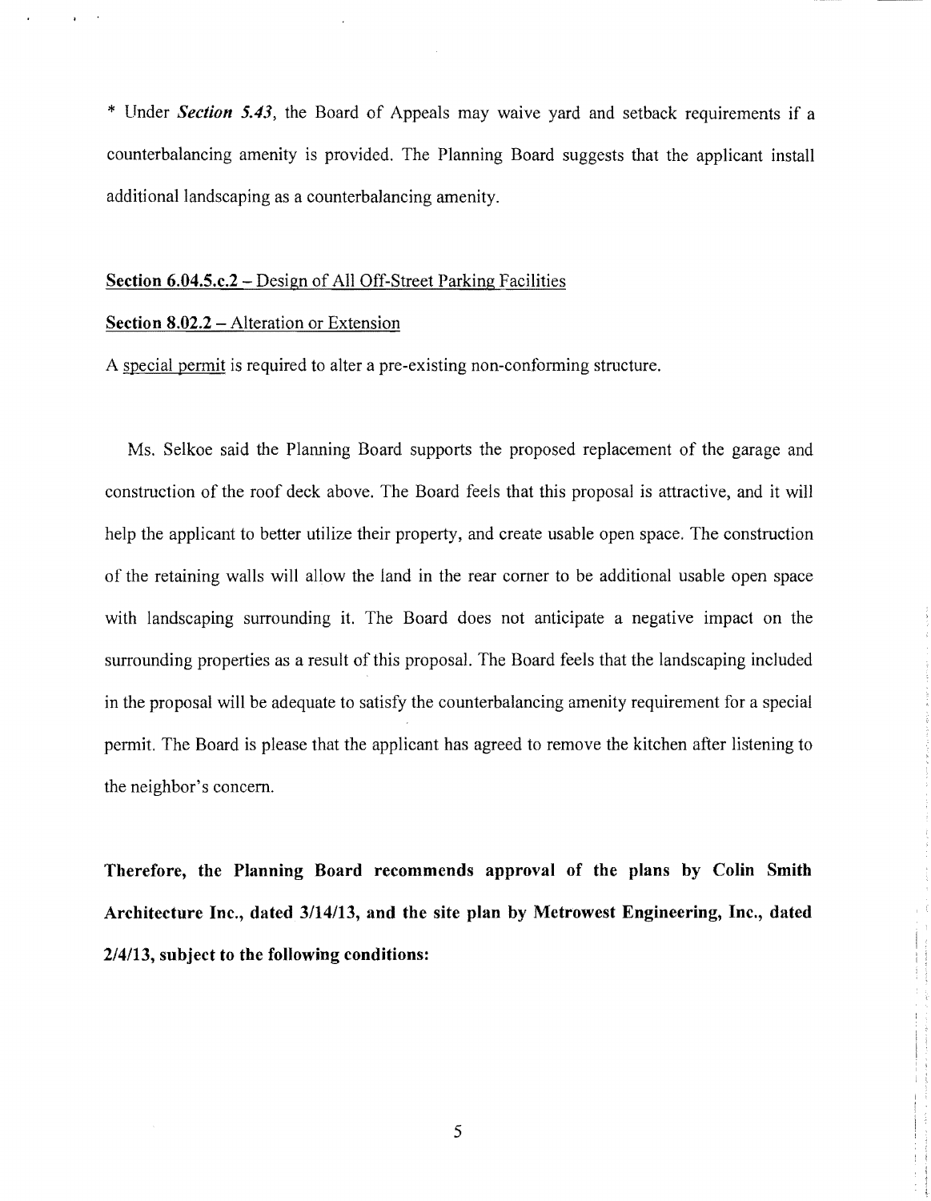* Under ***Section 5.43***, the Board of Appeals may waive yard and setback requirements if a counterbalancing amenity is provided. The Planning Board suggests that the applicant install additional landscaping as a counterbalancing amenity.

**Section 6.04.5.c.2** – Design of All Off-Street Parking Facilities

**Section 8.02.2** – Alteration or Extension

A special permit is required to alter a pre-existing non-conforming structure.

Ms. Selkoe said the Planning Board supports the proposed replacement of the garage and construction of the roof deck above. The Board feels that this proposal is attractive, and it will help the applicant to better utilize their property, and create usable open space. The construction of the retaining walls will allow the land in the rear corner to be additional usable open space with landscaping surrounding it. The Board does not anticipate a negative impact on the surrounding properties as a result of this proposal. The Board feels that the landscaping included in the proposal will be adequate to satisfy the counterbalancing amenity requirement for a special permit. The Board is please that the applicant has agreed to remove the kitchen after listening to the neighbor's concern.

**Therefore, the Planning Board recommends approval of the plans by Colin Smith Architecture Inc., dated 3/14/13, and the site plan by Metrowest Engineering, Inc., dated 2/4/13, subject to the following conditions:**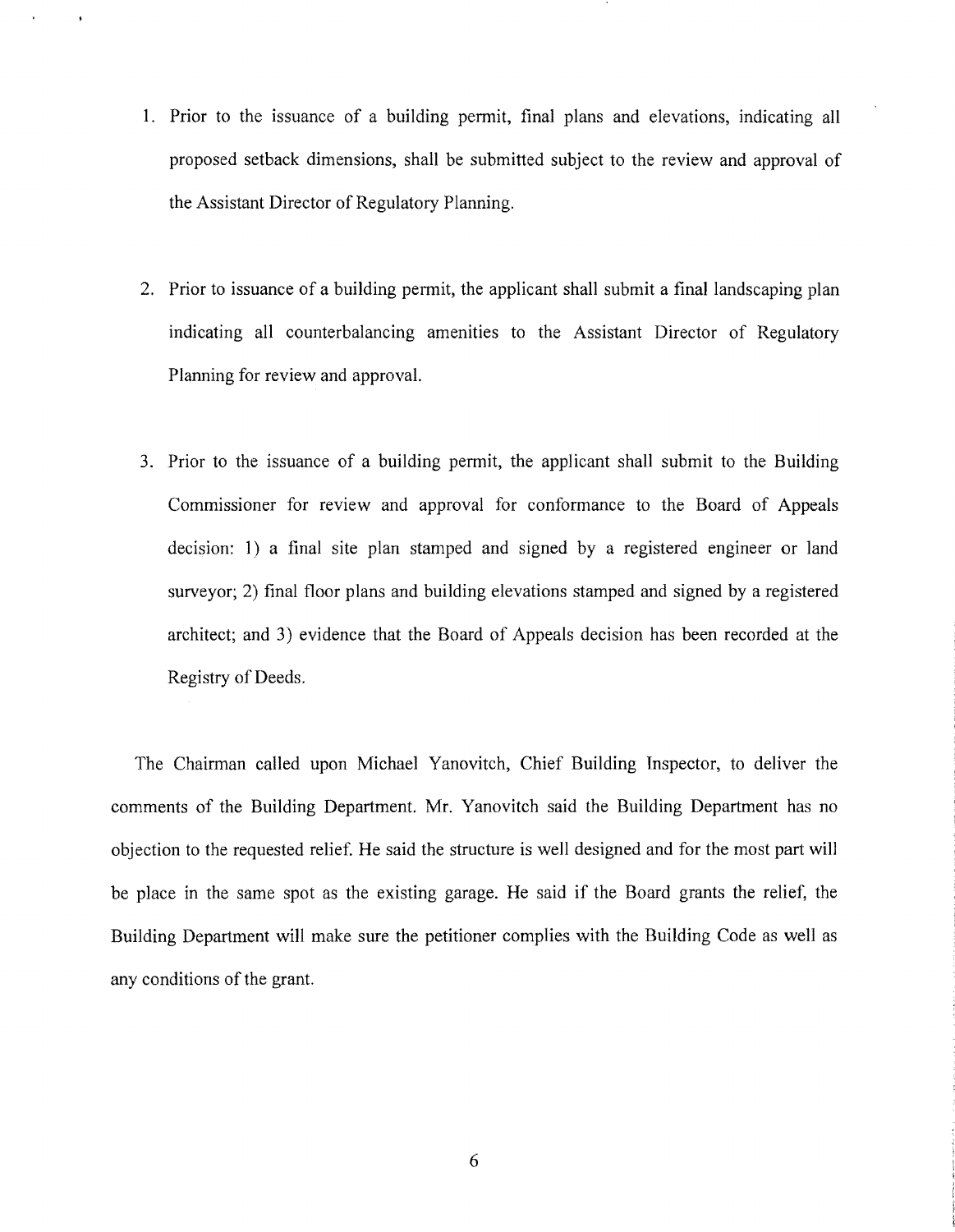1. Prior to the issuance of a building permit, final plans and elevations, indicating all proposed setback dimensions, shall be submitted subject to the review and approval of the Assistant Director of Regulatory Planning.

2. Prior to issuance of a building permit, the applicant shall submit a final landscaping plan indicating all counterbalancing amenities to the Assistant Director of Regulatory Planning for review and approval.

3. Prior to the issuance of a building permit, the applicant shall submit to the Building Commissioner for review and approval for conformance to the Board of Appeals decision: 1) a final site plan stamped and signed by a registered engineer or land surveyor; 2) final floor plans and building elevations stamped and signed by a registered architect; and 3) evidence that the Board of Appeals decision has been recorded at the Registry of Deeds.

The Chairman called upon Michael Yanovitch, Chief Building Inspector, to deliver the comments of the Building Department. Mr. Yanovitch said the Building Department has no objection to the requested relief. He said the structure is well designed and for the most part will be place in the same spot as the existing garage. He said if the Board grants the relief, the Building Department will make sure the petitioner complies with the Building Code as well as any conditions of the grant.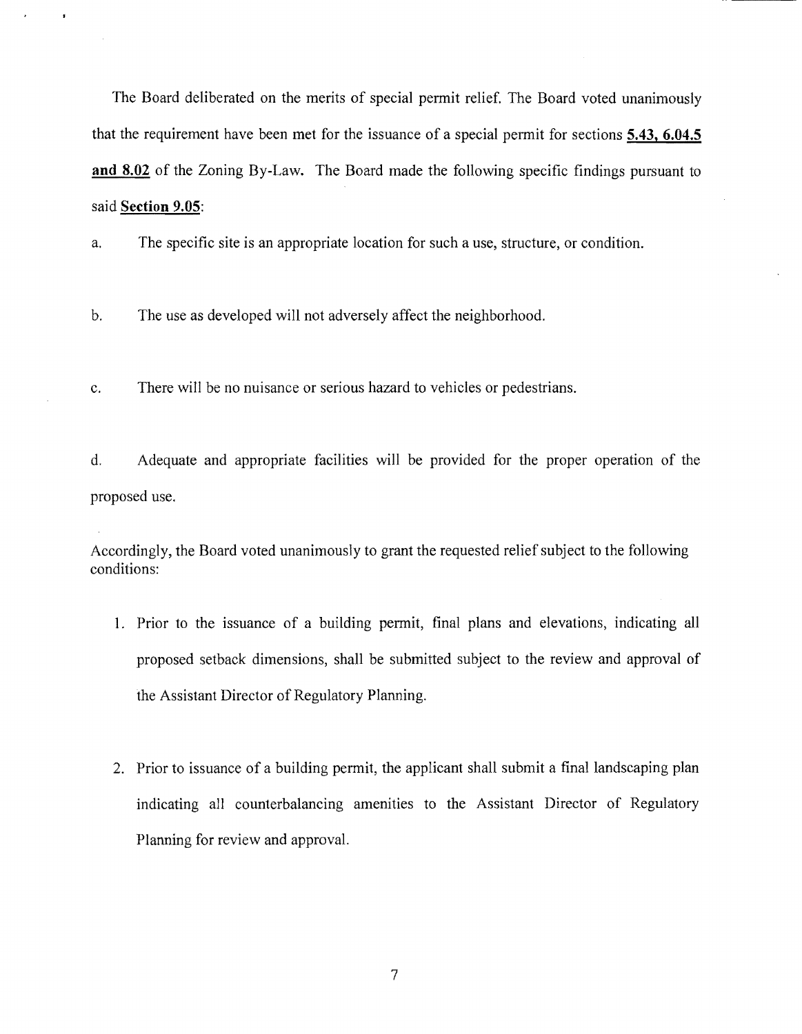The Board deliberated on the merits of special permit relief. The Board voted unanimously that the requirement have been met for the issuance of a special permit for sections **5.43, 6.04.5 and 8.02** of the Zoning By-Law. The Board made the following specific findings pursuant to said **Section 9.05**:

a. The specific site is an appropriate location for such a use, structure, or condition.

b. The use as developed will not adversely affect the neighborhood.

c. There will be no nuisance or serious hazard to vehicles or pedestrians.

d. Adequate and appropriate facilities will be provided for the proper operation of the proposed use.

Accordingly, the Board voted unanimously to grant the requested relief subject to the following conditions:

1. Prior to the issuance of a building permit, final plans and elevations, indicating all proposed setback dimensions, shall be submitted subject to the review and approval of the Assistant Director of Regulatory Planning.

2. Prior to issuance of a building permit, the applicant shall submit a final landscaping plan indicating all counterbalancing amenities to the Assistant Director of Regulatory Planning for review and approval.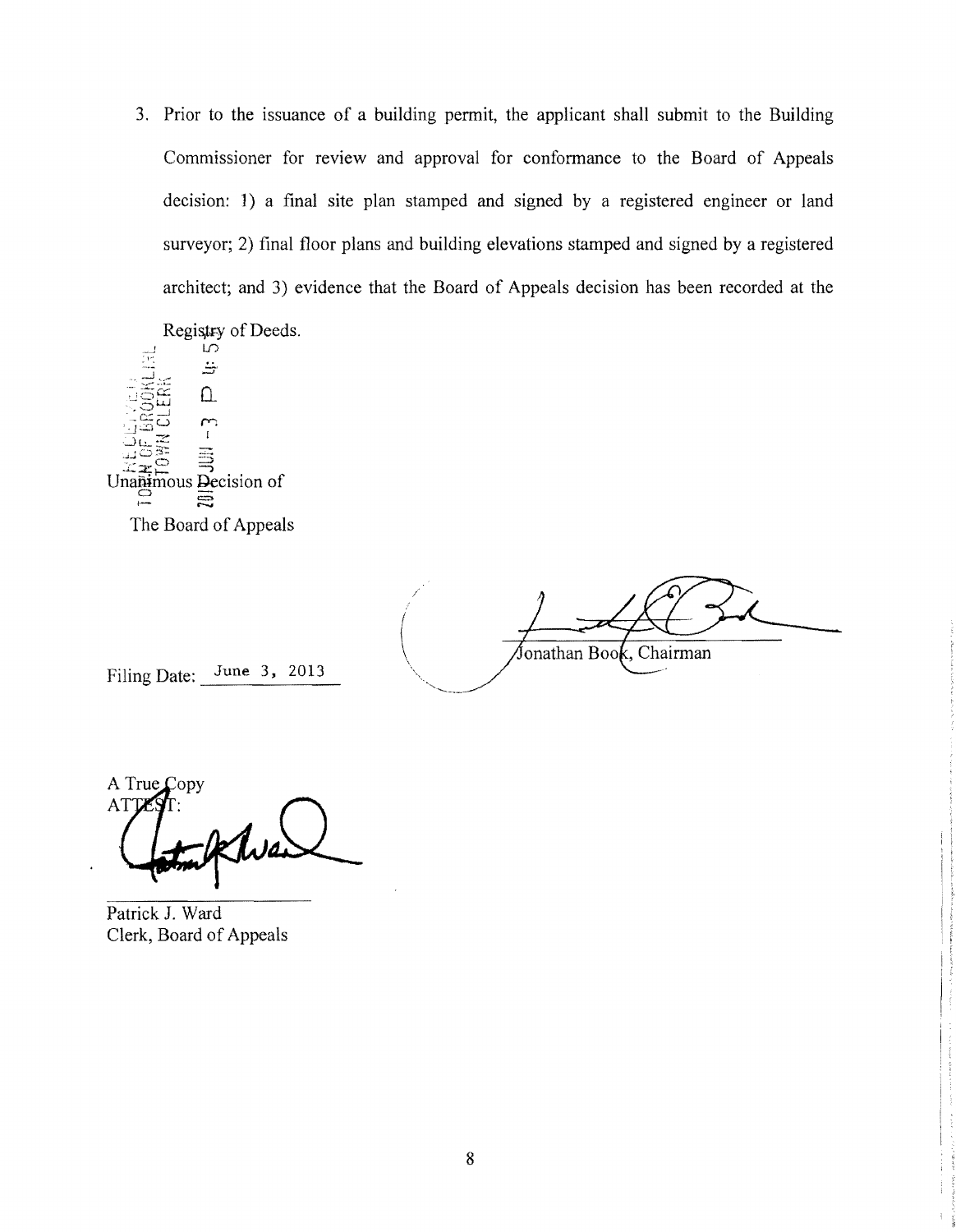3. Prior to the issuance of a building permit, the applicant shall submit to the Building Commissioner for review and approval for conformance to the Board of Appeals decision: 1) a final site plan stamped and signed by a registered engineer or land surveyor; 2) final floor plans and building elevations stamped and signed by a registered architect; and 3) evidence that the Board of Appeals decision has been recorded at the Registry of Deeds.

RECEIVED
TOWN OF BROOKLINE
TOWN CLERK
2013 JUN -3 P 4:5

Unanimous Decision of

The Board of Appeals

Filing Date: June 3, 2013

Jonathan Book, Chairman

A True Copy
ATTEST:

Patrick J. Ward
Clerk, Board of Appeals